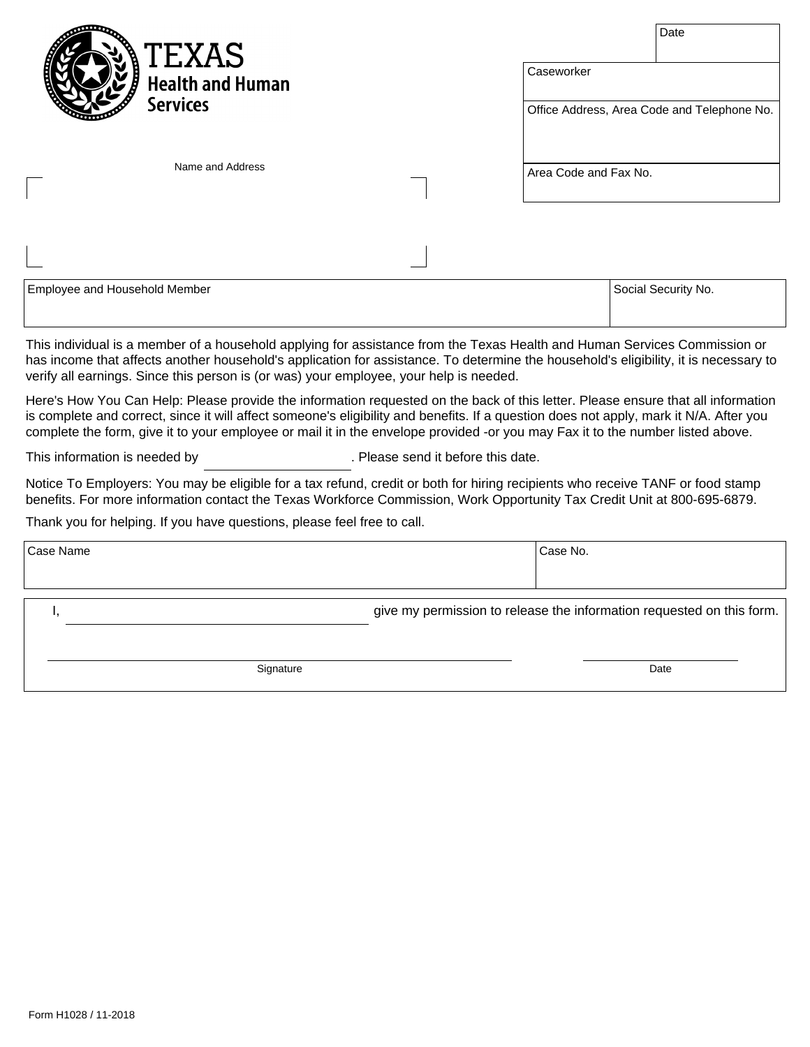**TEXAS**
**Health and Human Services**

| | Date |
|---|---|
| Caseworker | |
| Office Address, Area Code and Telephone No. | |
| Area Code and Fax No. | |

Name and Address

| Employee and Household Member | Social Security No. |
|---|---|
| | |

This individual is a member of a household applying for assistance from the Texas Health and Human Services Commission or has income that affects another household's application for assistance. To determine the household's eligibility, it is necessary to verify all earnings. Since this person is (or was) your employee, your help is needed.

Here's How You Can Help: Please provide the information requested on the back of this letter. Please ensure that all information is complete and correct, since it will affect someone's eligibility and benefits. If a question does not apply, mark it N/A. After you complete the form, give it to your employee or mail it in the envelope provided -or you may Fax it to the number listed above.

This information is needed by ____________________. Please send it before this date.

Notice To Employers: You may be eligible for a tax refund, credit or both for hiring recipients who receive TANF or food stamp benefits. For more information contact the Texas Workforce Commission, Work Opportunity Tax Credit Unit at 800-695-6879.

Thank you for helping. If you have questions, please feel free to call.

| Case Name | Case No. |
|---|---|
| | |

I, ______________________________ give my permission to release the information requested on this form.

______________________________ Signature

______________ Date

Form H1028 / 11-2018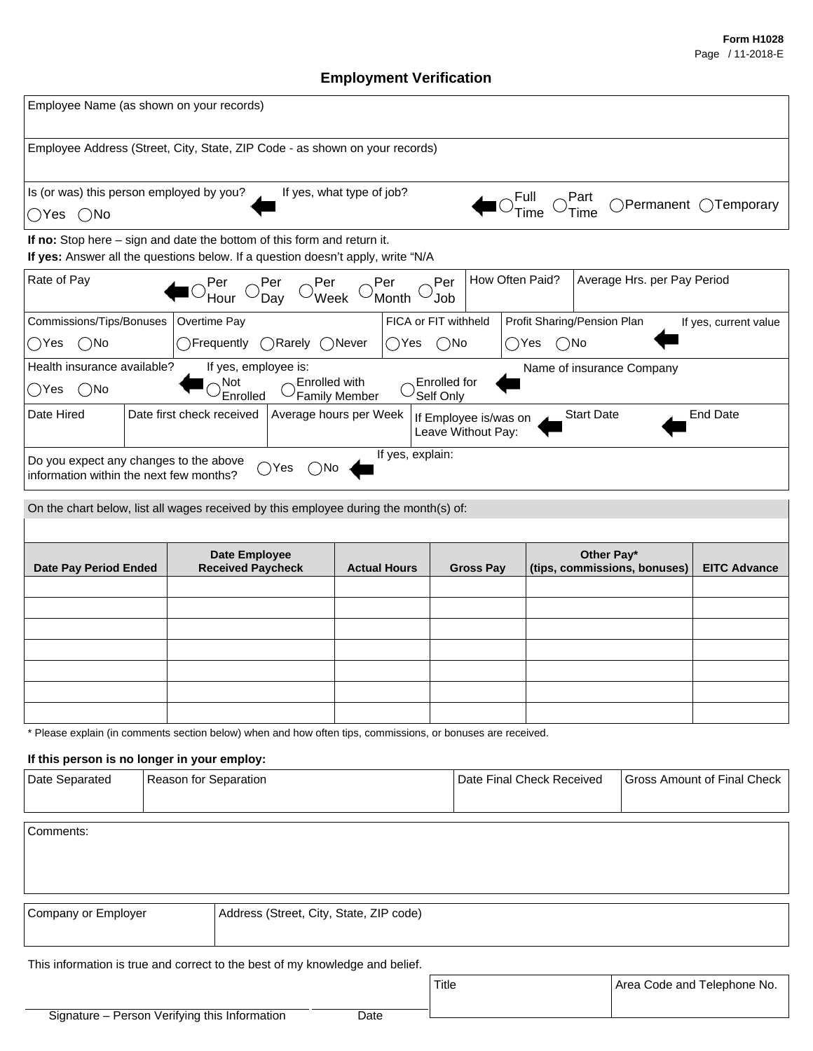Form H1028

Page / 11-2018-E

# Employment Verification

| Employee Name (as shown on your records) |
|---|
| Employee Address (Street, City, State, ZIP Code - as shown on your records) |

| Is (or was) this person employed by you? ◯Yes ◯No | If yes, what type of job? | ◯Full Time ◯Part Time ◯Permanent ◯Temporary |
|---|---|---|

**If no:** Stop here – sign and date the bottom of this form and return it.
**If yes:** Answer all the questions below. If a question doesn't apply, write "N/A

| Rate of Pay ◯Per Hour ◯Per Day ◯Per Week ◯Per Month ◯Per Job | How Often Paid? | Average Hrs. per Pay Period |
|---|---|---|

| Commissions/Tips/Bonuses ◯Yes ◯No | Overtime Pay ◯Frequently ◯Rarely ◯Never | FICA or FIT withheld ◯Yes ◯No | Profit Sharing/Pension Plan ◯Yes ◯No | If yes, current value |
|---|---|---|---|---|

| Health insurance available? ◯Yes ◯No | If yes, employee is: ◯Not Enrolled ◯Enrolled with Family Member ◯Enrolled for Self Only | Name of insurance Company |
|---|---|---|

| Date Hired | Date first check received | Average hours per Week | If Employee is/was on Leave Without Pay: | Start Date | End Date |
|---|---|---|---|---|---|

| Do you expect any changes to the above information within the next few months? ◯Yes ◯No | If yes, explain: |
|---|---|

On the chart below, list all wages received by this employee during the month(s) of:

| Date Pay Period Ended | Date Employee Received Paycheck | Actual Hours | Gross Pay | Other Pay* (tips, commissions, bonuses) | EITC Advance |
|---|---|---|---|---|---|
| | | | | | |
| | | | | | |
| | | | | | |
| | | | | | |
| | | | | | |
| | | | | | |
| | | | | | |

* Please explain (in comments section below) when and how often tips, commissions, or bonuses are received.

**If this person is no longer in your employ:**

| Date Separated | Reason for Separation | Date Final Check Received | Gross Amount of Final Check |
|---|---|---|---|
| | | | |

Comments:

| Company or Employer | Address (Street, City, State, ZIP code) |
|---|---|
| | |

This information is true and correct to the best of my knowledge and belief.

Signature – Person Verifying this Information

Date

| Title | Area Code and Telephone No. |
|---|---|
| | |